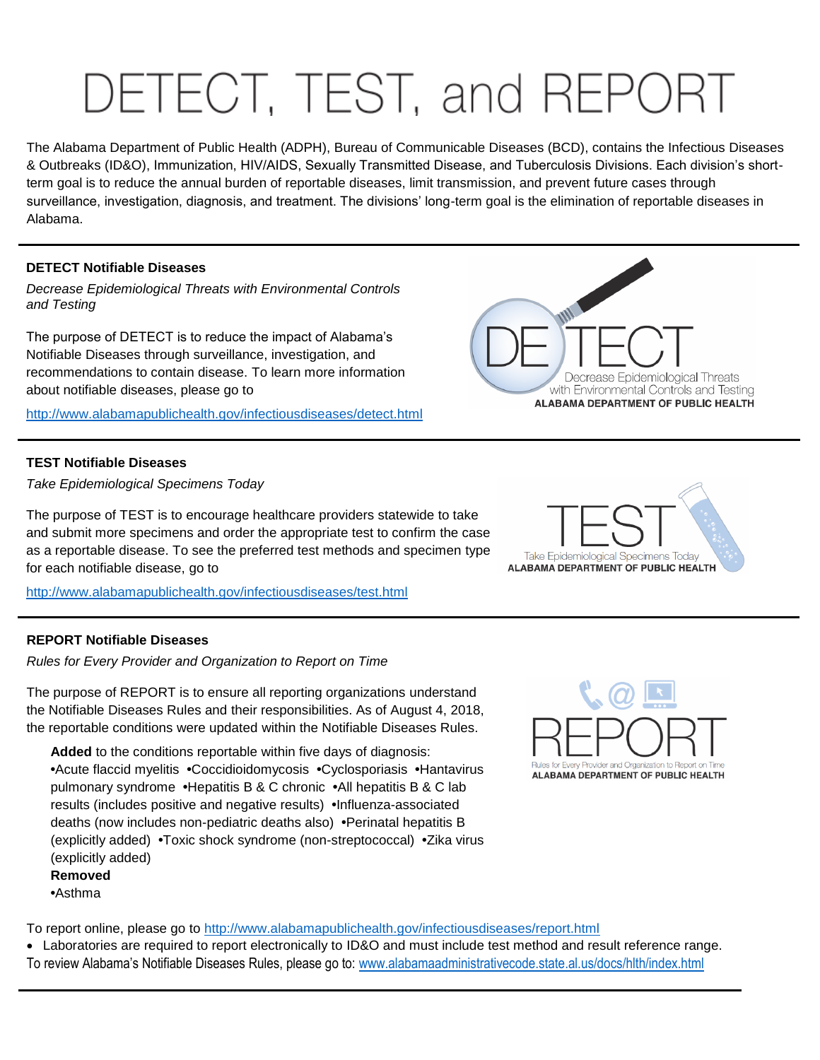# DETECT, TEST, and REPORT

The Alabama Department of Public Health (ADPH), Bureau of Communicable Diseases (BCD), contains the Infectious Diseases & Outbreaks (ID&O), Immunization, HIV/AIDS, Sexually Transmitted Disease, and Tuberculosis Divisions. Each division's short-term goal is to reduce the annual burden of reportable diseases, limit transmission, and prevent future cases through surveillance, investigation, diagnosis, and treatment. The divisions' long-term goal is the elimination of reportable diseases in Alabama.

---

## DETECT Notifiable Diseases

*Decrease Epidemiological Threats with Environmental Controls and Testing*

The purpose of DETECT is to reduce the impact of Alabama's Notifiable Diseases through surveillance, investigation, and recommendations to contain disease. To learn more information about notifiable diseases, please go to

http://www.alabamapublichealth.gov/infectiousdiseases/detect.html

---

## TEST Notifiable Diseases

*Take Epidemiological Specimens Today*

The purpose of TEST is to encourage healthcare providers statewide to take and submit more specimens and order the appropriate test to confirm the case as a reportable disease. To see the preferred test methods and specimen type for each notifiable disease, go to

http://www.alabamapublichealth.gov/infectiousdiseases/test.html

---

## REPORT Notifiable Diseases

*Rules for Every Provider and Organization to Report on Time*

The purpose of REPORT is to ensure all reporting organizations understand the Notifiable Diseases Rules and their responsibilities. As of August 4, 2018, the reportable conditions were updated within the Notifiable Diseases Rules.

**Added** to the conditions reportable within five days of diagnosis:
•Acute flaccid myelitis •Coccidioidomycosis •Cyclosporiasis •Hantavirus pulmonary syndrome •Hepatitis B & C chronic •All hepatitis B & C lab results (includes positive and negative results) •Influenza-associated deaths (now includes non-pediatric deaths also) •Perinatal hepatitis B (explicitly added) •Toxic shock syndrome (non-streptococcal) •Zika virus (explicitly added)

**Removed**
•Asthma

To report online, please go to http://www.alabamapublichealth.gov/infectiousdiseases/report.html

- Laboratories are required to report electronically to ID&O and must include test method and result reference range.

To review Alabama's Notifiable Diseases Rules, please go to: www.alabamaadministrativecode.state.al.us/docs/hlth/index.html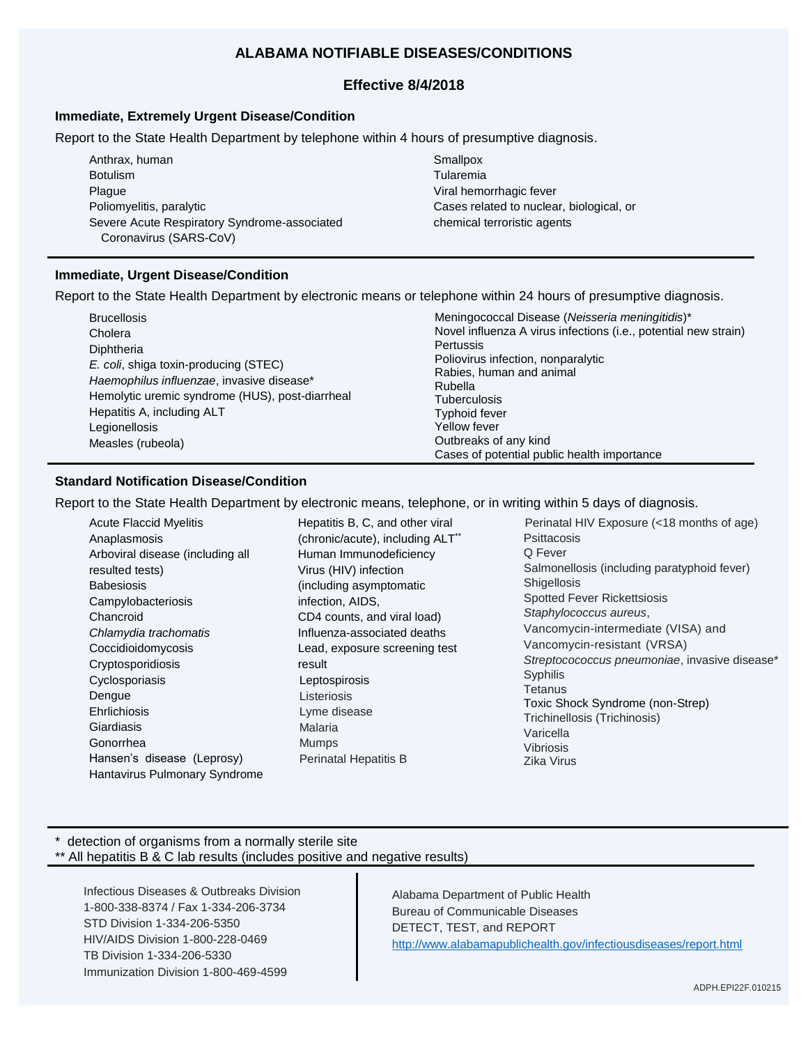## ALABAMA NOTIFIABLE DISEASES/CONDITIONS

### Effective 8/4/2018

**Immediate, Extremely Urgent Disease/Condition**

Report to the State Health Department by telephone within 4 hours of presumptive diagnosis.

- Anthrax, human
- Botulism
- Plague
- Poliomyelitis, paralytic
- Severe Acute Respiratory Syndrome-associated Coronavirus (SARS-CoV)
- Smallpox
- Tularemia
- Viral hemorrhagic fever
- Cases related to nuclear, biological, or chemical terroristic agents

**Immediate, Urgent Disease/Condition**

Report to the State Health Department by electronic means or telephone within 24 hours of presumptive diagnosis.

- Brucellosis
- Cholera
- Diphtheria
- *E. coli*, shiga toxin-producing (STEC)
- *Haemophilus influenzae*, invasive disease*
- Hemolytic uremic syndrome (HUS), post-diarrheal
- Hepatitis A, including ALT
- Legionellosis
- Measles (rubeola)
- Meningococcal Disease (*Neisseria meningitidis*)*
- Novel influenza A virus infections (i.e., potential new strain)
- Pertussis
- Poliovirus infection, nonparalytic
- Rabies, human and animal
- Rubella
- Tuberculosis
- Typhoid fever
- Yellow fever
- Outbreaks of any kind
- Cases of potential public health importance

**Standard Notification Disease/Condition**

Report to the State Health Department by electronic means, telephone, or in writing within 5 days of diagnosis.

- Acute Flaccid Myelitis
- Anaplasmosis
- Arboviral disease (including all resulted tests)
- Babesiosis
- Campylobacteriosis
- Chancroid
- *Chlamydia trachomatis*
- Coccidioidomycosis
- Cryptosporidiosis
- Cyclosporiasis
- Dengue
- Ehrlichiosis
- Giardiasis
- Gonorrhea
- Hansen's disease (Leprosy)
- Hantavirus Pulmonary Syndrome
- Hepatitis B, C, and other viral (chronic/acute), including ALT**
- Human Immunodeficiency Virus (HIV) infection (including asymptomatic infection, AIDS, CD4 counts, and viral load)
- Influenza-associated deaths
- Lead, exposure screening test result
- Leptospirosis
- Listeriosis
- Lyme disease
- Malaria
- Mumps
- Perinatal Hepatitis B
- Perinatal HIV Exposure (<18 months of age)
- Psittacosis
- Q Fever
- Salmonellosis (including paratyphoid fever)
- Shigellosis
- Spotted Fever Rickettsiosis
- *Staphylococcus aureus*, Vancomycin-intermediate (VISA) and Vancomycin-resistant (VRSA)
- *Strepotococcus pneumoniae*, invasive disease*
- Syphilis
- Tetanus
- Toxic Shock Syndrome (non-Strep)
- Trichinellosis (Trichinosis)
- Varicella
- Vibriosis
- Zika Virus

\* detection of organisms from a normally sterile site
\** All hepatitis B & C lab results (includes positive and negative results)

Infectious Diseases & Outbreaks Division 1-800-338-8374 / Fax 1-334-206-3734
STD Division 1-334-206-5350
HIV/AIDS Division 1-800-228-0469
TB Division 1-334-206-5330
Immunization Division 1-800-469-4599

Alabama Department of Public Health
Bureau of Communicable Diseases
DETECT, TEST, and REPORT
http://www.alabamapublichealth.gov/infectiousdiseases/report.html

ADPH.EPI22F.010215